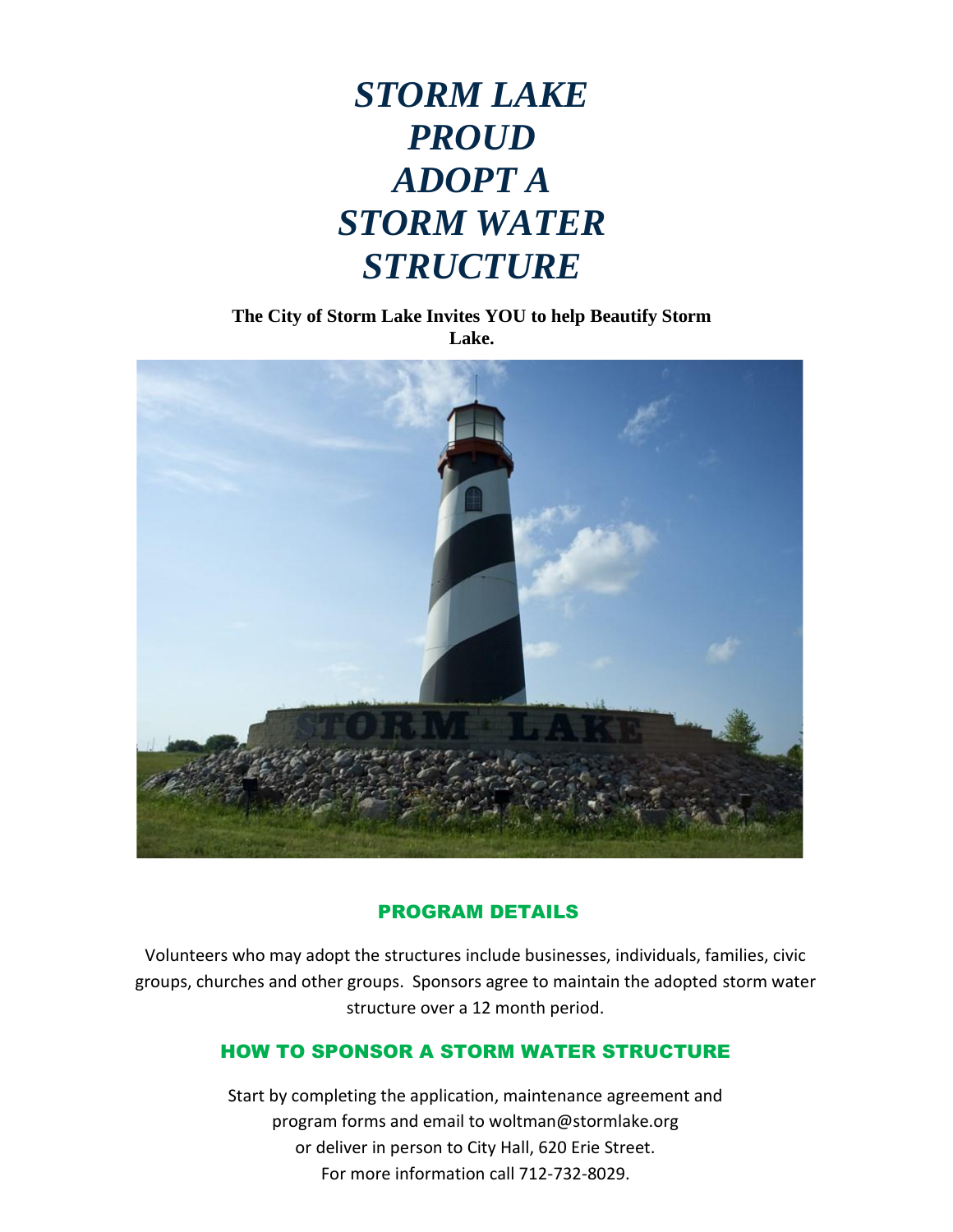# *STORM LAKE PROUD ADOPT A STORM WATER STRUCTURE*

**The City of Storm Lake Invites YOU to help Beautify Storm Lake.**

## PROGRAM DETAILS

Volunteers who may adopt the structures include businesses, individuals, families, civic groups, churches and other groups. Sponsors agree to maintain the adopted storm water structure over a 12 month period.

## HOW TO SPONSOR A STORM WATER STRUCTURE

Start by completing the application, maintenance agreement and program forms and email to woltman@stormlake.org or deliver in person to City Hall, 620 Erie Street. For more information call 712-732-8029.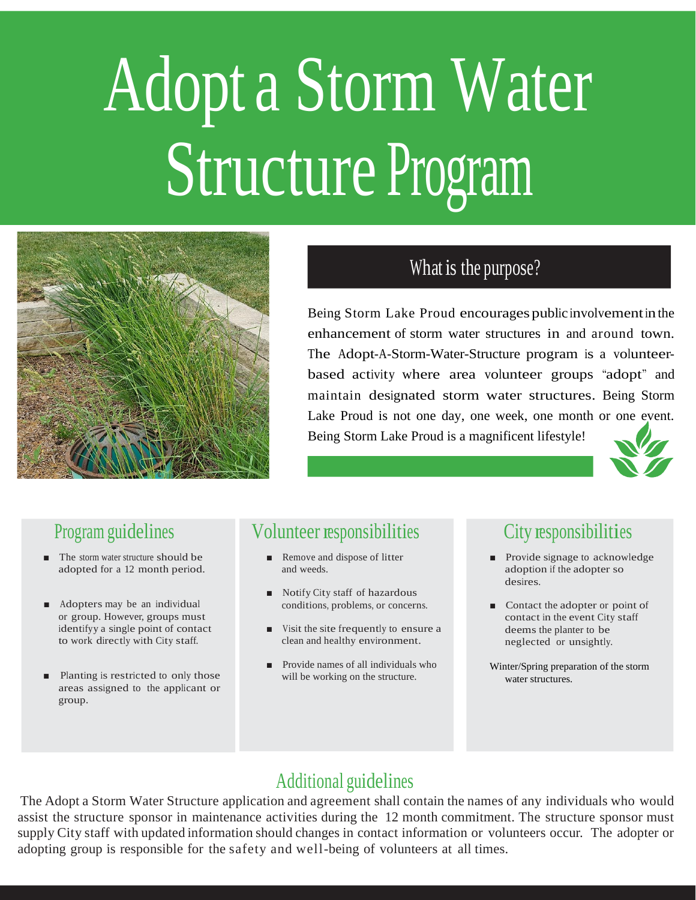# Adopt a Storm Water Structure Program

## What is the purpose?

Being Storm Lake Proud encourages public involvement in the enhancement of storm water structures in and around town. The Adopt-A-Storm-Water-Structure program is a volunteer-based activity where area volunteer groups "adopt" and maintain designated storm water structures. Being Storm Lake Proud is not one day, one week, one month or one event. Being Storm Lake Proud is a magnificent lifestyle!

## Program guidelines

- The storm water structure should be adopted for a 12 month period.
- Adopters may be an individual or group. However, groups must identifyy a single point of contact to work directly with City staff.
- Planting is restricted to only those areas assigned to the applicant or group.

## Volunteer responsibilities

- Remove and dispose of litter and weeds.
- Notify City staff of hazardous conditions, problems, or concerns.
- Visit the site frequently to ensure a clean and healthy environment.
- Provide names of all individuals who will be working on the structure.

## City responsibilities

- Provide signage to acknowledge adoption if the adopter so desires.
- Contact the adopter or point of contact in the event City staff deems the planter to be neglected or unsightly.

Winter/Spring preparation of the storm water structures.

## Additional guidelines

The Adopt a Storm Water Structure application and agreement shall contain the names of any individuals who would assist the structure sponsor in maintenance activities during the 12 month commitment. The structure sponsor must supply City staff with updated information should changes in contact information or volunteers occur. The adopter or adopting group is responsible for the safety and well-being of volunteers at all times.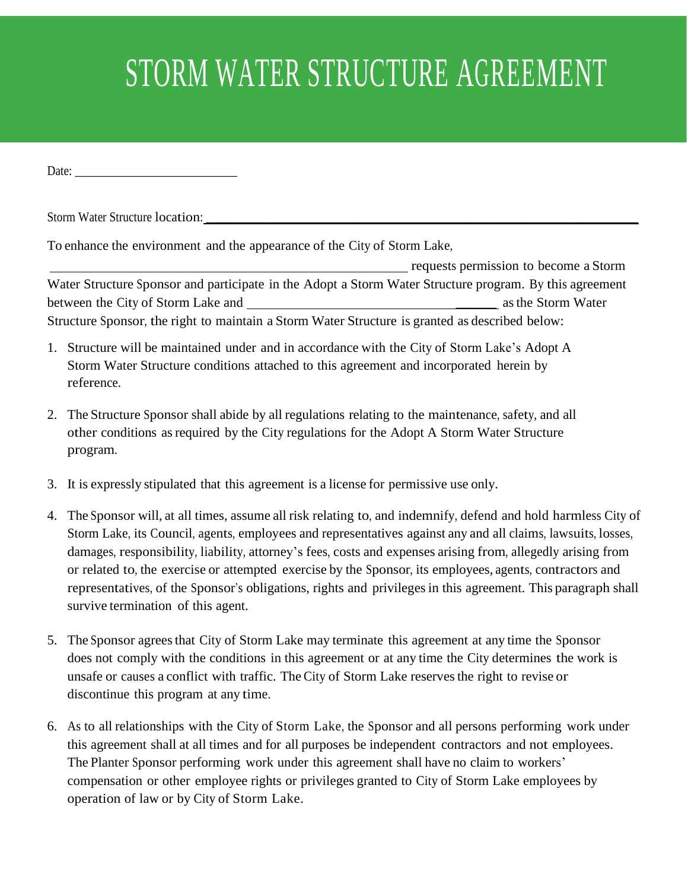# STORM WATER STRUCTURE AGREEMENT

Date: __________________________

Storm Water Structure location: ______________________________________________________________

To enhance the environment and the appearance of the City of Storm Lake, ______________________________________________________ requests permission to become a Storm Water Structure Sponsor and participate in the Adopt a Storm Water Structure program. By this agreement between the City of Storm Lake and ______________________________________ as the Storm Water Structure Sponsor, the right to maintain a Storm Water Structure is granted as described below:

1. Structure will be maintained under and in accordance with the City of Storm Lake's Adopt A Storm Water Structure conditions attached to this agreement and incorporated herein by reference.

2. The Structure Sponsor shall abide by all regulations relating to the maintenance, safety, and all other conditions as required by the City regulations for the Adopt A Storm Water Structure program.

3. It is expressly stipulated that this agreement is a license for permissive use only.

4. The Sponsor will, at all times, assume all risk relating to, and indemnify, defend and hold harmless City of Storm Lake, its Council, agents, employees and representatives against any and all claims, lawsuits, losses, damages, responsibility, liability, attorney's fees, costs and expenses arising from, allegedly arising from or related to, the exercise or attempted exercise by the Sponsor, its employees, agents, contractors and representatives, of the Sponsor's obligations, rights and privileges in this agreement. This paragraph shall survive termination of this agent.

5. The Sponsor agrees that City of Storm Lake may terminate this agreement at any time the Sponsor does not comply with the conditions in this agreement or at any time the City determines the work is unsafe or causes a conflict with traffic. The City of Storm Lake reserves the right to revise or discontinue this program at any time.

6. As to all relationships with the City of Storm Lake, the Sponsor and all persons performing work under this agreement shall at all times and for all purposes be independent contractors and not employees. The Planter Sponsor performing work under this agreement shall have no claim to workers' compensation or other employee rights or privileges granted to City of Storm Lake employees by operation of law or by City of Storm Lake.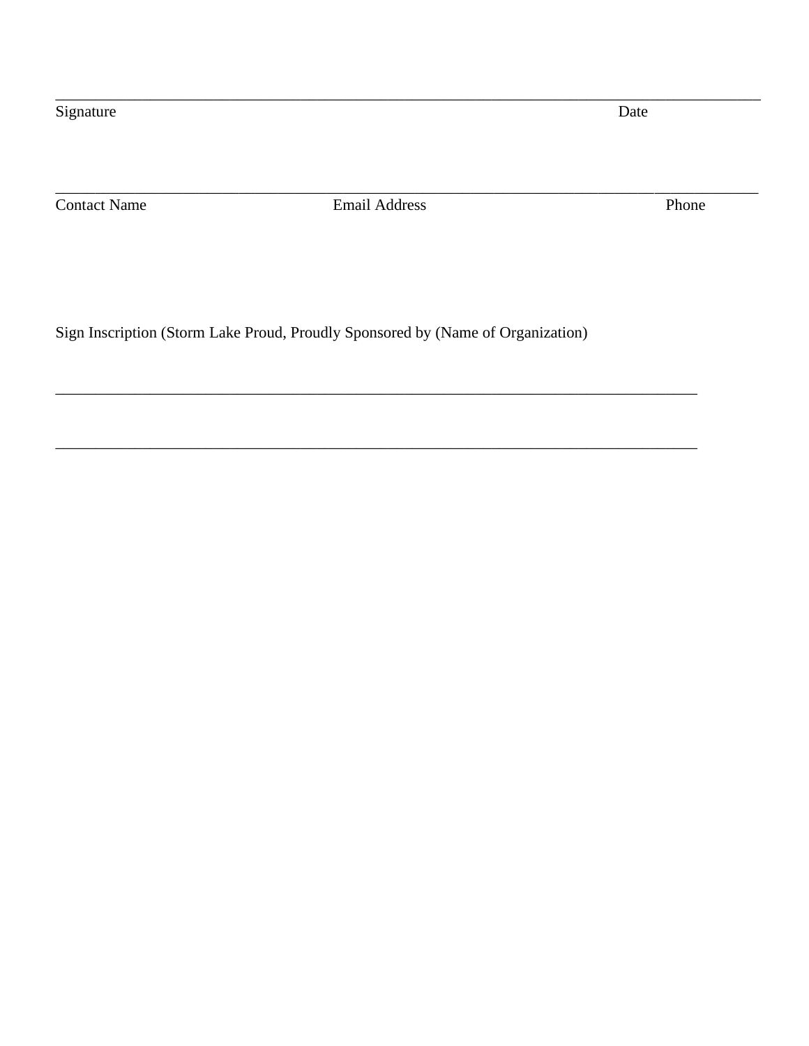\_\_\_\_\_\_\_\_\_\_\_\_\_\_\_\_\_\_\_\_\_\_\_\_\_\_\_\_\_\_\_\_\_\_\_\_\_\_\_\_\_\_\_\_\_\_\_\_\_\_\_\_\_\_\_\_\_\_\_\_\_\_\_\_\_\_\_\_\_\_\_\_\_\_\_\_\_\_\_\_\_\_\_\_\_

Signature                                                                                                                                Date

\_\_\_\_\_\_\_\_\_\_\_\_\_\_\_\_\_\_\_\_\_\_\_\_\_\_\_\_\_\_\_\_\_\_\_\_\_\_\_\_\_\_\_\_\_\_\_\_\_\_\_\_\_\_\_\_\_\_\_\_\_\_\_\_\_\_\_\_\_\_\_\_\_\_\_\_\_\_\_\_\_\_\_\_\_

Contact Name                                                  Email Address                                                  Phone

Sign Inscription (Storm Lake Proud, Proudly Sponsored by (Name of Organization)

\_\_\_\_\_\_\_\_\_\_\_\_\_\_\_\_\_\_\_\_\_\_\_\_\_\_\_\_\_\_\_\_\_\_\_\_\_\_\_\_\_\_\_\_\_\_\_\_\_\_\_\_\_\_\_\_\_\_\_\_\_\_\_\_\_\_\_\_\_\_\_\_\_\_\_\_

\_\_\_\_\_\_\_\_\_\_\_\_\_\_\_\_\_\_\_\_\_\_\_\_\_\_\_\_\_\_\_\_\_\_\_\_\_\_\_\_\_\_\_\_\_\_\_\_\_\_\_\_\_\_\_\_\_\_\_\_\_\_\_\_\_\_\_\_\_\_\_\_\_\_\_\_